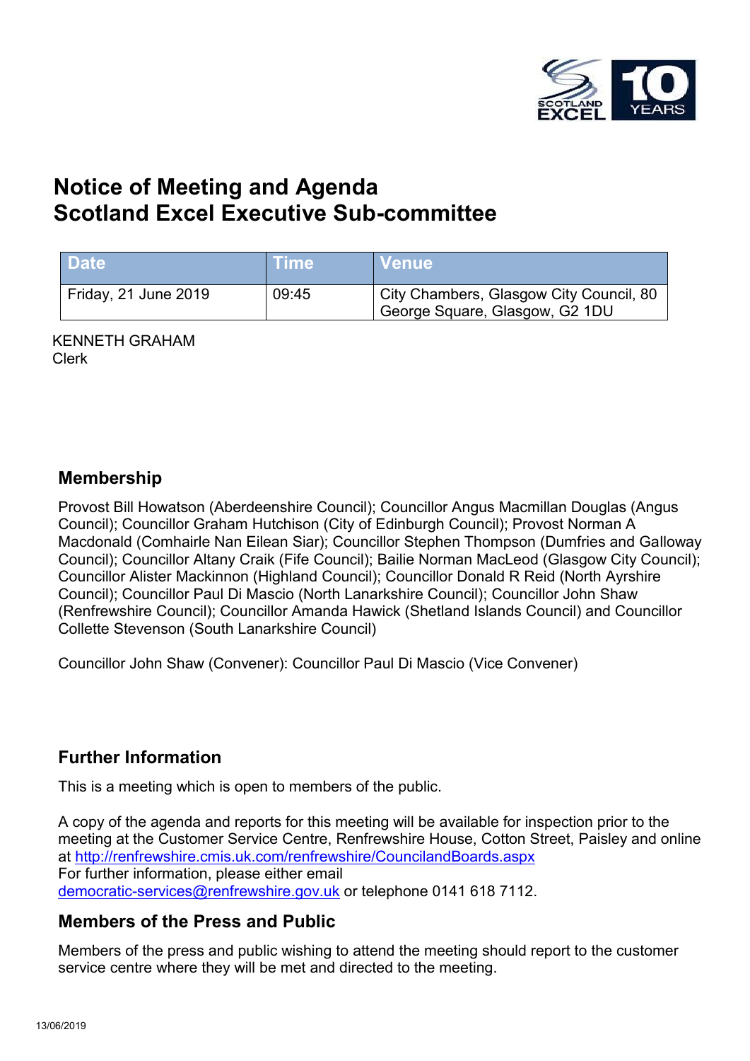# Notice of Meeting and Agenda
# Scotland Excel Executive Sub-committee

| Date | Time | Venue |
| --- | --- | --- |
| Friday, 21 June 2019 | 09:45 | City Chambers, Glasgow City Council, 80 George Square, Glasgow, G2 1DU |

KENNETH GRAHAM
Clerk

## Membership

Provost Bill Howatson (Aberdeenshire Council); Councillor Angus Macmillan Douglas (Angus Council); Councillor Graham Hutchison (City of Edinburgh Council); Provost Norman A Macdonald (Comhairle Nan Eilean Siar); Councillor Stephen Thompson (Dumfries and Galloway Council); Councillor Altany Craik (Fife Council); Bailie Norman MacLeod (Glasgow City Council); Councillor Alister Mackinnon (Highland Council); Councillor Donald R Reid (North Ayrshire Council); Councillor Paul Di Mascio (North Lanarkshire Council); Councillor John Shaw (Renfrewshire Council); Councillor Amanda Hawick (Shetland Islands Council) and Councillor Collette Stevenson (South Lanarkshire Council)

Councillor John Shaw (Convener): Councillor Paul Di Mascio (Vice Convener)

## Further Information

This is a meeting which is open to members of the public.

A copy of the agenda and reports for this meeting will be available for inspection prior to the meeting at the Customer Service Centre, Renfrewshire House, Cotton Street, Paisley and online at http://renfrewshire.cmis.uk.com/renfrewshire/CouncilandBoards.aspx
For further information, please either email democratic-services@renfrewshire.gov.uk or telephone 0141 618 7112.

## Members of the Press and Public

Members of the press and public wishing to attend the meeting should report to the customer service centre where they will be met and directed to the meeting.

13/06/2019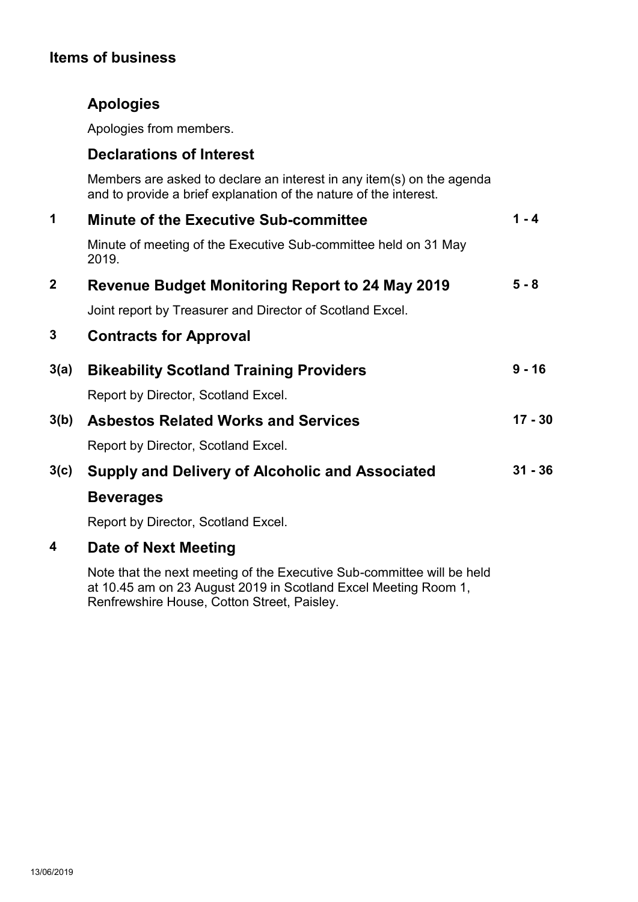## Items of business

### Apologies

Apologies from members.

### Declarations of Interest

Members are asked to declare an interest in any item(s) on the agenda and to provide a brief explanation of the nature of the interest.

| | | |
|---|---|---|
| **1** | **Minute of the Executive Sub-committee**<br>Minute of meeting of the Executive Sub-committee held on 31 May 2019. | **1 - 4** |
| **2** | **Revenue Budget Monitoring Report to 24 May 2019**<br>Joint report by Treasurer and Director of Scotland Excel. | **5 - 8** |
| **3** | **Contracts for Approval** | |
| **3(a)** | **Bikeability Scotland Training Providers**<br>Report by Director, Scotland Excel. | **9 - 16** |
| **3(b)** | **Asbestos Related Works and Services**<br>Report by Director, Scotland Excel. | **17 - 30** |
| **3(c)** | **Supply and Delivery of Alcoholic and Associated Beverages**<br>Report by Director, Scotland Excel. | **31 - 36** |
| **4** | **Date of Next Meeting**<br>Note that the next meeting of the Executive Sub-committee will be held at 10.45 am on 23 August 2019 in Scotland Excel Meeting Room 1, Renfrewshire House, Cotton Street, Paisley. | |

13/06/2019